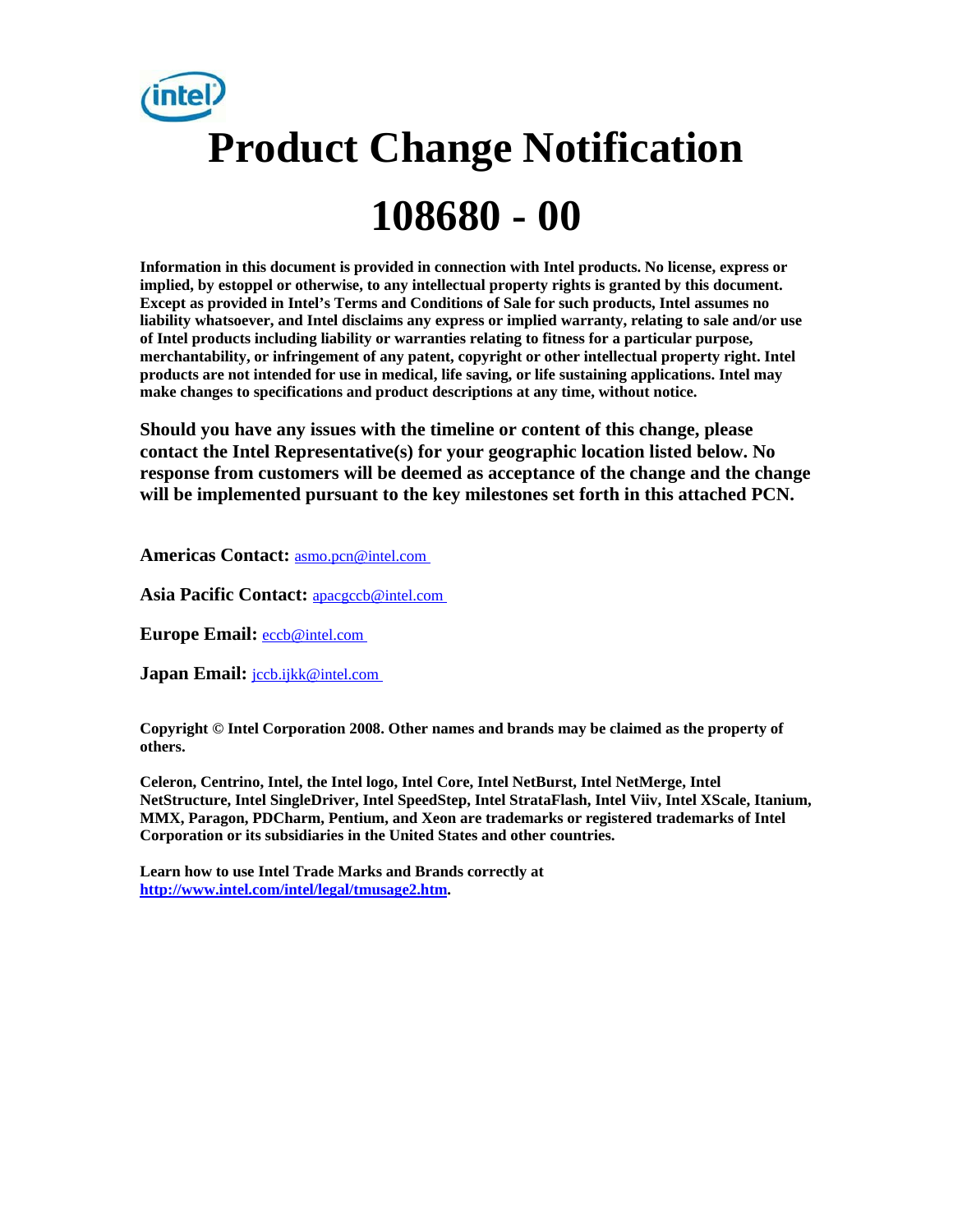# Product Change Notification

# 108680 - 00

**Information in this document is provided in connection with Intel products. No license, express or implied, by estoppel or otherwise, to any intellectual property rights is granted by this document. Except as provided in Intel's Terms and Conditions of Sale for such products, Intel assumes no liability whatsoever, and Intel disclaims any express or implied warranty, relating to sale and/or use of Intel products including liability or warranties relating to fitness for a particular purpose, merchantability, or infringement of any patent, copyright or other intellectual property right. Intel products are not intended for use in medical, life saving, or life sustaining applications. Intel may make changes to specifications and product descriptions at any time, without notice.**

**Should you have any issues with the timeline or content of this change, please contact the Intel Representative(s) for your geographic location listed below. No response from customers will be deemed as acceptance of the change and the change will be implemented pursuant to the key milestones set forth in this attached PCN.**

**Americas Contact:** asmo.pcn@intel.com

**Asia Pacific Contact:** apacgccb@intel.com

**Europe Email:** eccb@intel.com

**Japan Email:** jccb.ijkk@intel.com

**Copyright © Intel Corporation 2008. Other names and brands may be claimed as the property of others.**

**Celeron, Centrino, Intel, the Intel logo, Intel Core, Intel NetBurst, Intel NetMerge, Intel NetStructure, Intel SingleDriver, Intel SpeedStep, Intel StrataFlash, Intel Viiv, Intel XScale, Itanium, MMX, Paragon, PDCharm, Pentium, and Xeon are trademarks or registered trademarks of Intel Corporation or its subsidiaries in the United States and other countries.**

**Learn how to use Intel Trade Marks and Brands correctly at http://www.intel.com/intel/legal/tmusage2.htm.**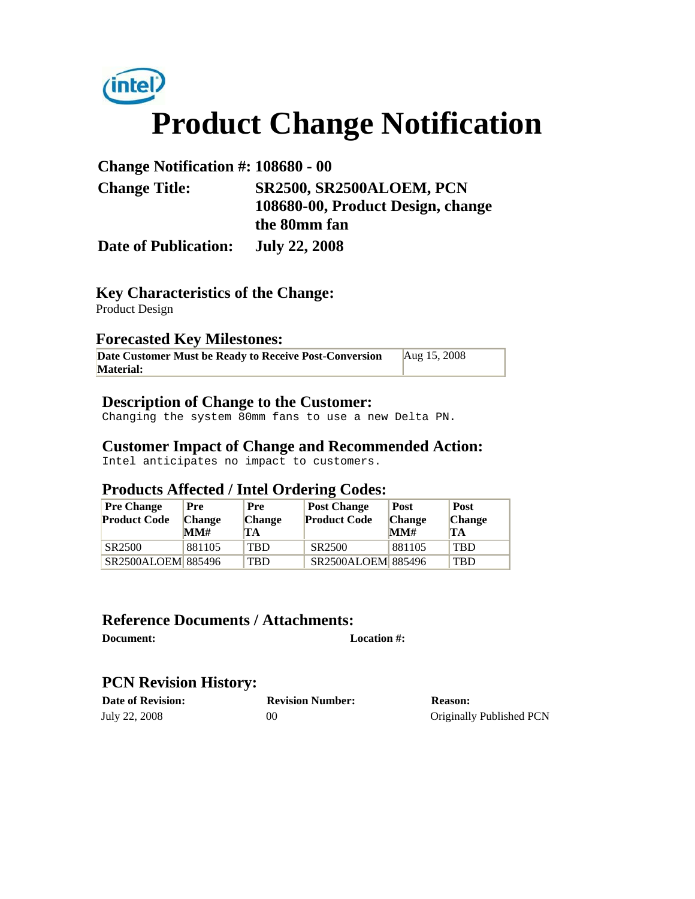intel

# Product Change Notification

**Change Notification #:** **108680 - 00**

**Change Title:** **SR2500, SR2500ALOEM, PCN 108680-00, Product Design, change the 80mm fan**

**Date of Publication:** **July 22, 2008**

## Key Characteristics of the Change:

Product Design

## Forecasted Key Milestones:

| | |
|---|---|
| **Date Customer Must be Ready to Receive Post-Conversion Material:** | Aug 15, 2008 |

## Description of Change to the Customer:

Changing the system 80mm fans to use a new Delta PN.

## Customer Impact of Change and Recommended Action:

Intel anticipates no impact to customers.

## Products Affected / Intel Ordering Codes:

| Pre Change Product Code | Pre Change MM# | Pre Change TA | Post Change Product Code | Post Change MM# | Post Change TA |
|---|---|---|---|---|---|
| SR2500 | 881105 | TBD | SR2500 | 881105 | TBD |
| SR2500ALOEM | 885496 | TBD | SR2500ALOEM | 885496 | TBD |

## Reference Documents / Attachments:

**Document:** **Location #:**

## PCN Revision History:

| Date of Revision: | Revision Number: | Reason: |
|---|---|---|
| July 22, 2008 | 00 | Originally Published PCN |